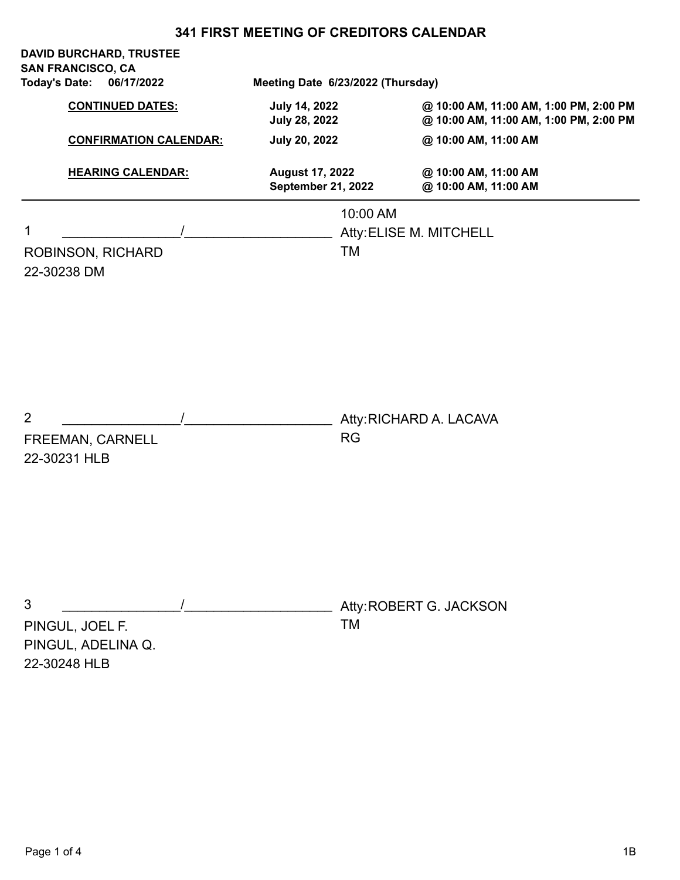# 341 FIRST MEETING OF CREDITORS CALENDAR

**DAVID BURCHARD, TRUSTEE**
**SAN FRANCISCO, CA**
**Today's Date: 06/17/2022** **Meeting Date 6/23/2022 (Thursday)**

| | | |
|---|---|---|
| **CONTINUED DATES:** | **July 14, 2022** | **@ 10:00 AM, 11:00 AM, 1:00 PM, 2:00 PM** |
| | **July 28, 2022** | **@ 10:00 AM, 11:00 AM, 1:00 PM, 2:00 PM** |
| **CONFIRMATION CALENDAR:** | **July 20, 2022** | **@ 10:00 AM, 11:00 AM** |
| **HEARING CALENDAR:** | **August 17, 2022** | **@ 10:00 AM, 11:00 AM** |
| | **September 21, 2022** | **@ 10:00 AM, 11:00 AM** |

---

10:00 AM

1 ________________/____________________ Atty:ELISE M. MITCHELL
ROBINSON, RICHARD TM
22-30238 DM

2 ________________/____________________ Atty:RICHARD A. LACAVA
FREEMAN, CARNELL RG
22-30231 HLB

3 ________________/____________________ Atty:ROBERT G. JACKSON
PINGUL, JOEL F. TM
PINGUL, ADELINA Q.
22-30248 HLB

1B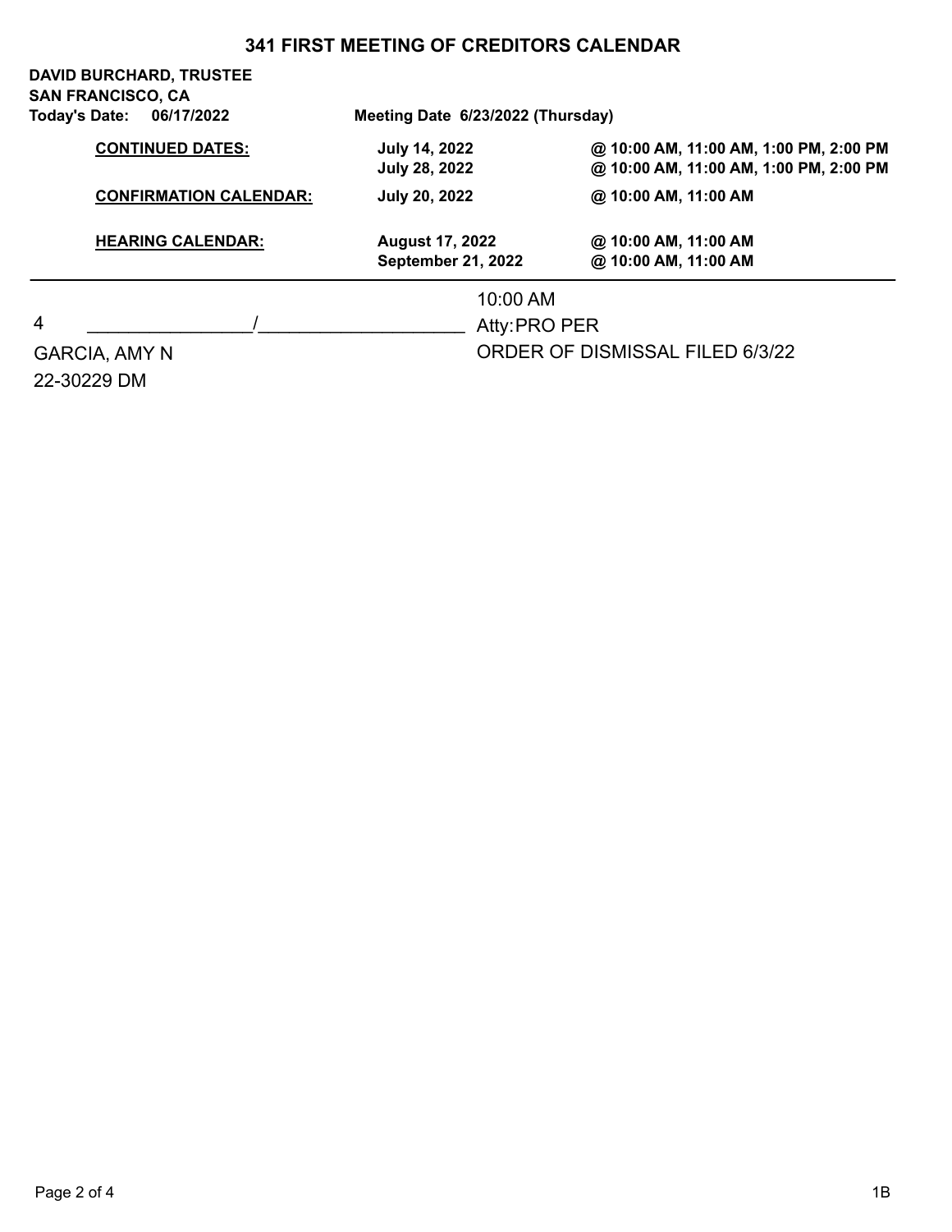# 341 FIRST MEETING OF CREDITORS CALENDAR

**DAVID BURCHARD, TRUSTEE**
**SAN FRANCISCO, CA**
**Today's Date: 06/17/2022** **Meeting Date 6/23/2022 (Thursday)**

| | | |
|---|---|---|
| **CONTINUED DATES:** | **July 14, 2022** | **@ 10:00 AM, 11:00 AM, 1:00 PM, 2:00 PM** |
| | **July 28, 2022** | **@ 10:00 AM, 11:00 AM, 1:00 PM, 2:00 PM** |
| **CONFIRMATION CALENDAR:** | **July 20, 2022** | **@ 10:00 AM, 11:00 AM** |
| **HEARING CALENDAR:** | **August 17, 2022** | **@ 10:00 AM, 11:00 AM** |
| | **September 21, 2022** | **@ 10:00 AM, 11:00 AM** |

---

4 ________________/____________________ 10:00 AM
Atty:PRO PER

GARCIA, AMY N
22-30229 DM

ORDER OF DISMISSAL FILED 6/3/22

1B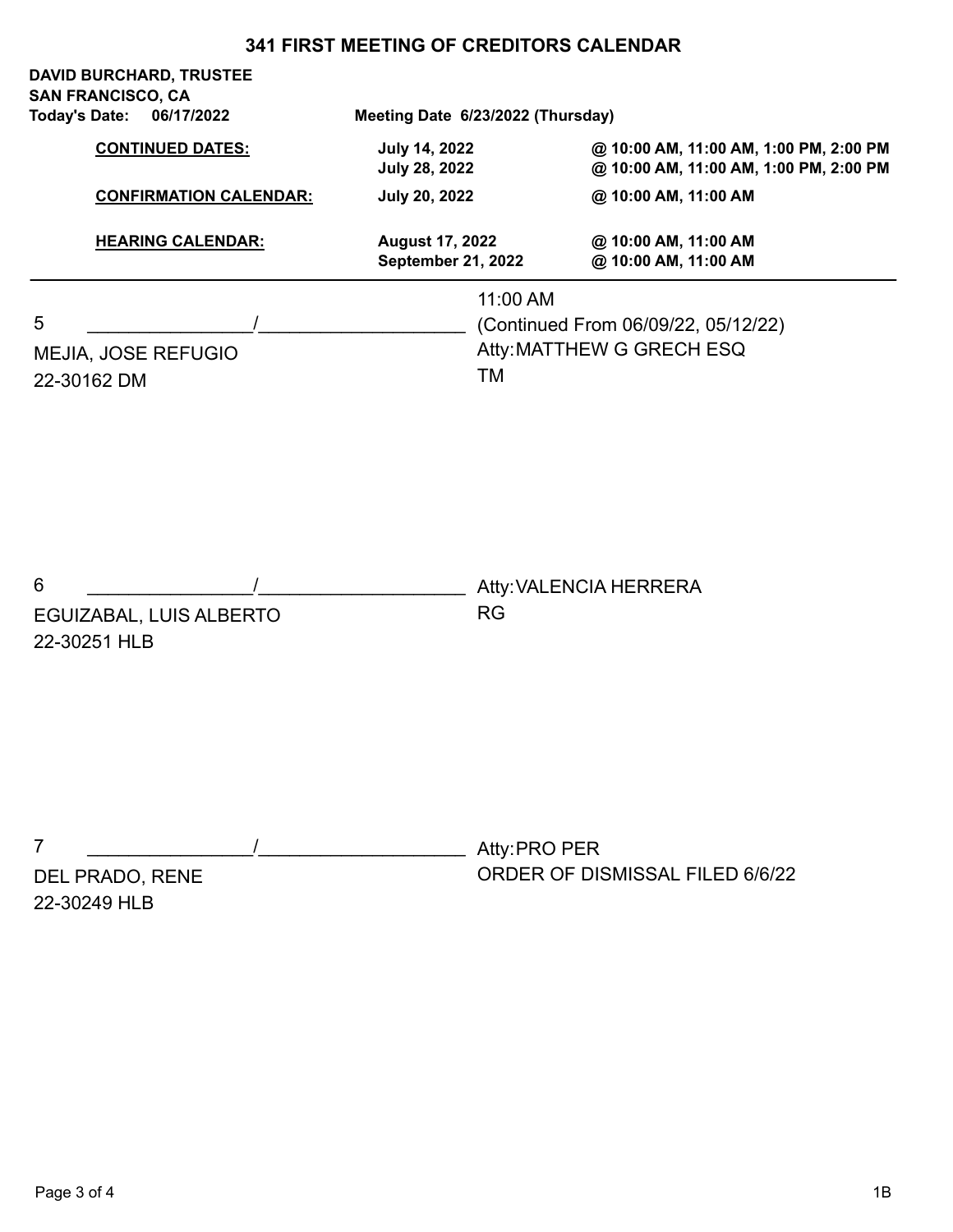# 341 FIRST MEETING OF CREDITORS CALENDAR

**DAVID BURCHARD, TRUSTEE**
**SAN FRANCISCO, CA**
**Today's Date: 06/17/2022** **Meeting Date 6/23/2022 (Thursday)**

| | | |
|---|---|---|
| **CONTINUED DATES:** | **July 14, 2022** | **@ 10:00 AM, 11:00 AM, 1:00 PM, 2:00 PM** |
| | **July 28, 2022** | **@ 10:00 AM, 11:00 AM, 1:00 PM, 2:00 PM** |
| **CONFIRMATION CALENDAR:** | **July 20, 2022** | **@ 10:00 AM, 11:00 AM** |
| **HEARING CALENDAR:** | **August 17, 2022** | **@ 10:00 AM, 11:00 AM** |
| | **September 21, 2022** | **@ 10:00 AM, 11:00 AM** |

---

11:00 AM

5 ________________/____________________ (Continued From 06/09/22, 05/12/22)

MEJIA, JOSE REFUGIO — Atty: MATTHEW G GRECH ESQ

22-30162 DM — TM

6 ________________/____________________ Atty: VALENCIA HERRERA

EGUIZABAL, LUIS ALBERTO — RG

22-30251 HLB

7 ________________/____________________ Atty: PRO PER

DEL PRADO, RENE — ORDER OF DISMISSAL FILED 6/6/22

22-30249 HLB

1B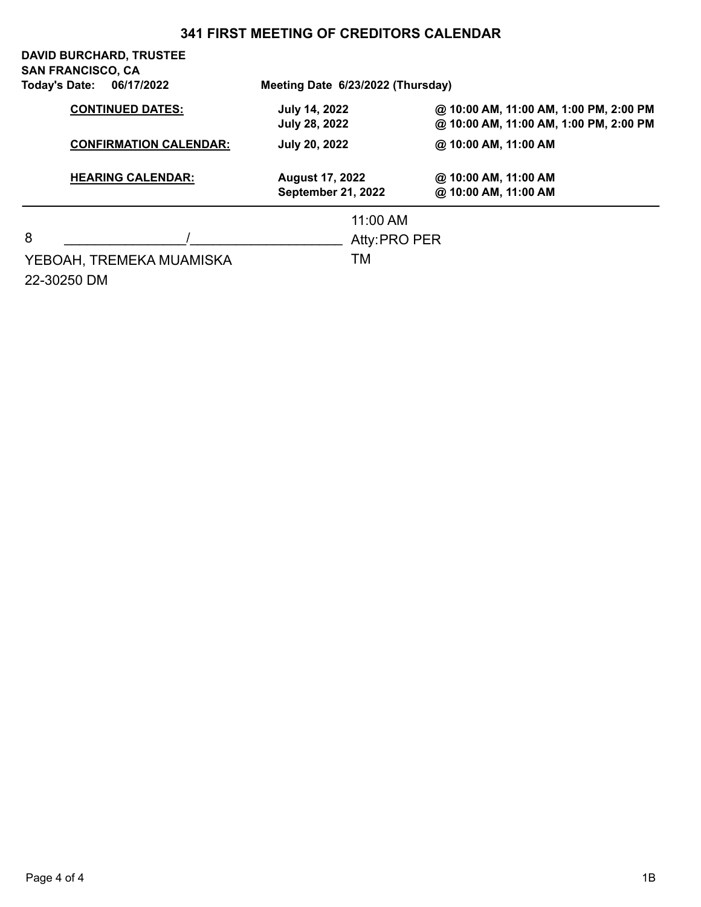# 341 FIRST MEETING OF CREDITORS CALENDAR

**DAVID BURCHARD, TRUSTEE**
**SAN FRANCISCO, CA**
**Today's Date: 06/17/2022** **Meeting Date 6/23/2022 (Thursday)**

| | | |
|---|---|---|
| **CONTINUED DATES:** | **July 14, 2022** | **@ 10:00 AM, 11:00 AM, 1:00 PM, 2:00 PM** |
| | **July 28, 2022** | **@ 10:00 AM, 11:00 AM, 1:00 PM, 2:00 PM** |
| **CONFIRMATION CALENDAR:** | **July 20, 2022** | **@ 10:00 AM, 11:00 AM** |
| **HEARING CALENDAR:** | **August 17, 2022** | **@ 10:00 AM, 11:00 AM** |
| | **September 21, 2022** | **@ 10:00 AM, 11:00 AM** |

---

| | | |
|---|---|---|
| 8 | ________________/____________________ | 11:00 AM<br>Atty:PRO PER<br>TM |
| YEBOAH, TREMEKA MUAMISKA<br>22-30250 DM | | |

1B